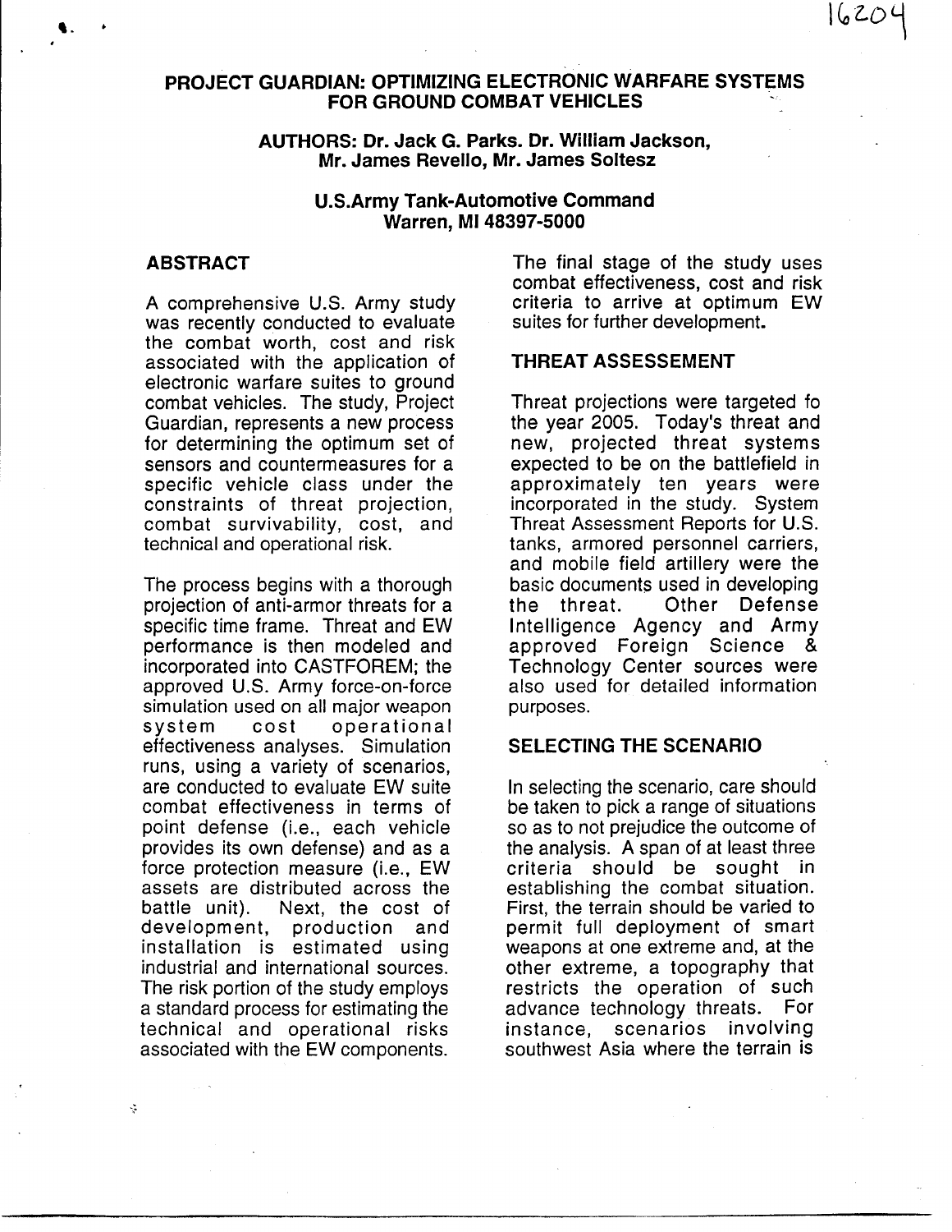# PROJECT GUARDIAN: OPTIMIZING ELECTRONIC WARFARE SYSTEMS FOR GROUND COMBAT VEHICLES

**AUTHORS: Dr. Jack G. Parks. Dr. William Jackson, Mr. James Revello, Mr. James Soltesz**

**U.S.Army Tank-Automotive Command**
**Warren, MI 48397-5000**

## ABSTRACT

A comprehensive U.S. Army study was recently conducted to evaluate the combat worth, cost and risk associated with the application of electronic warfare suites to ground combat vehicles. The study, Project Guardian, represents a new process for determining the optimum set of sensors and countermeasures for a specific vehicle class under the constraints of threat projection, combat survivability, cost, and technical and operational risk.

The process begins with a thorough projection of anti-armor threats for a specific time frame. Threat and EW performance is then modeled and incorporated into CASTFOREM; the approved U.S. Army force-on-force simulation used on all major weapon system cost operational effectiveness analyses. Simulation runs, using a variety of scenarios, are conducted to evaluate EW suite combat effectiveness in terms of point defense (i.e., each vehicle provides its own defense) and as a force protection measure (i.e., EW assets are distributed across the battle unit). Next, the cost of development, production and installation is estimated using industrial and international sources. The risk portion of the study employs a standard process for estimating the technical and operational risks associated with the EW components. The final stage of the study uses combat effectiveness, cost and risk criteria to arrive at optimum EW suites for further development.

## THREAT ASSESSEMENT

Threat projections were targeted fo the year 2005. Today's threat and new, projected threat systems expected to be on the battlefield in approximately ten years were incorporated in the study. System Threat Assessment Reports for U.S. tanks, armored personnel carriers, and mobile field artillery were the basic documents used in developing the threat. Other Defense Intelligence Agency and Army approved Foreign Science & Technology Center sources were also used for detailed information purposes.

## SELECTING THE SCENARIO

In selecting the scenario, care should be taken to pick a range of situations so as to not prejudice the outcome of the analysis. A span of at least three criteria should be sought in establishing the combat situation. First, the terrain should be varied to permit full deployment of smart weapons at one extreme and, at the other extreme, a topography that restricts the operation of such advance technology threats. For instance, scenarios involving southwest Asia where the terrain is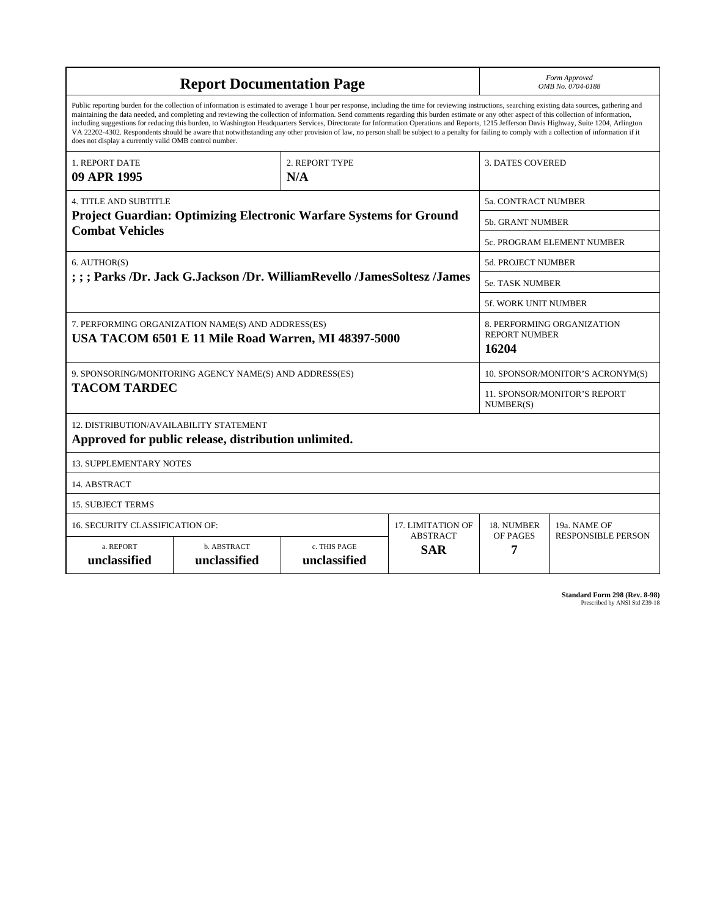# Report Documentation Page

*Form Approved*
*OMB No. 0704-0188*

Public reporting burden for the collection of information is estimated to average 1 hour per response, including the time for reviewing instructions, searching existing data sources, gathering and maintaining the data needed, and completing and reviewing the collection of information. Send comments regarding this burden estimate or any other aspect of this collection of information, including suggestions for reducing this burden, to Washington Headquarters Services, Directorate for Information Operations and Reports, 1215 Jefferson Davis Highway, Suite 1204, Arlington VA 22202-4302. Respondents should be aware that notwithstanding any other provision of law, no person shall be subject to a penalty for failing to comply with a collection of information if it does not display a currently valid OMB control number.

| | | |
|---|---|---|
| 1. REPORT DATE<br>**09 APR 1995** | 2. REPORT TYPE<br>**N/A** | 3. DATES COVERED |
| 4. TITLE AND SUBTITLE<br>**Project Guardian: Optimizing Electronic Warfare Systems for Ground Combat Vehicles** | | 5a. CONTRACT NUMBER |
| | | 5b. GRANT NUMBER |
| | | 5c. PROGRAM ELEMENT NUMBER |
| 6. AUTHOR(S)<br>**; ; ; Parks /Dr. Jack G.Jackson /Dr. WilliamRevello /JamesSoltesz /James** | | 5d. PROJECT NUMBER |
| | | 5e. TASK NUMBER |
| | | 5f. WORK UNIT NUMBER |
| 7. PERFORMING ORGANIZATION NAME(S) AND ADDRESS(ES)<br>**USA TACOM 6501 E 11 Mile Road Warren, MI 48397-5000** | | 8. PERFORMING ORGANIZATION REPORT NUMBER<br>**16204** |
| 9. SPONSORING/MONITORING AGENCY NAME(S) AND ADDRESS(ES)<br>**TACOM TARDEC** | | 10. SPONSOR/MONITOR'S ACRONYM(S) |
| | | 11. SPONSOR/MONITOR'S REPORT NUMBER(S) |
| 12. DISTRIBUTION/AVAILABILITY STATEMENT<br>**Approved for public release, distribution unlimited.** | | |
| 13. SUPPLEMENTARY NOTES | | |
| 14. ABSTRACT | | |
| 15. SUBJECT TERMS | | |

| 16. SECURITY CLASSIFICATION OF: | | | 17. LIMITATION OF ABSTRACT | 18. NUMBER OF PAGES | 19a. NAME OF RESPONSIBLE PERSON |
|---|---|---|---|---|---|
| a. REPORT<br>**unclassified** | b. ABSTRACT<br>**unclassified** | c. THIS PAGE<br>**unclassified** | **SAR** | **7** | |

**Standard Form 298 (Rev. 8-98)**
Prescribed by ANSI Std Z39-18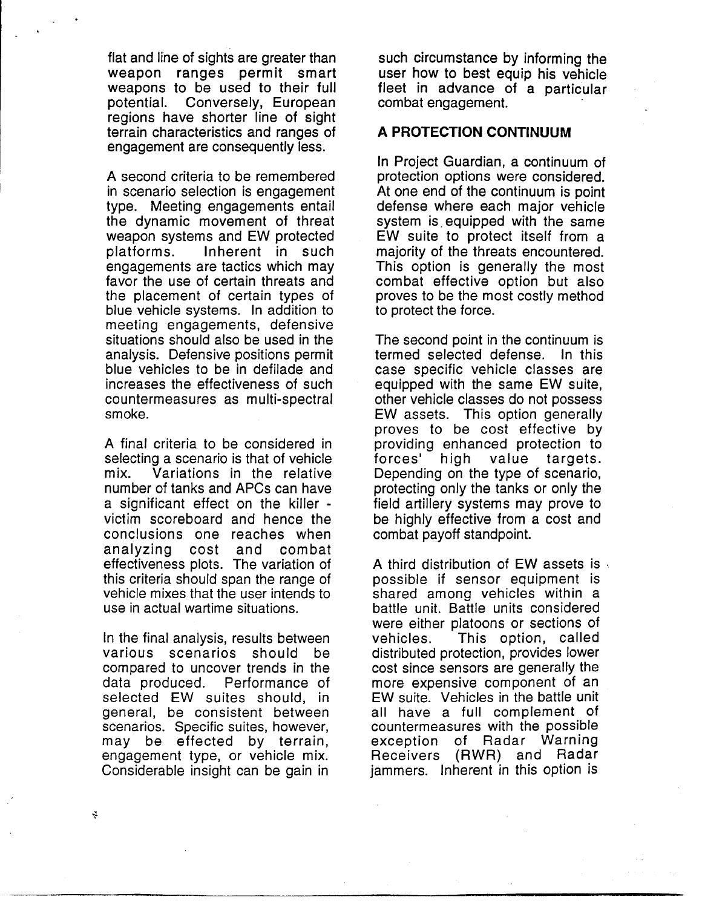flat and line of sights are greater than weapon ranges permit smart weapons to be used to their full potential. Conversely, European regions have shorter line of sight terrain characteristics and ranges of engagement are consequently less.

A second criteria to be remembered in scenario selection is engagement type. Meeting engagements entail the dynamic movement of threat weapon systems and EW protected platforms. Inherent in such engagements are tactics which may favor the use of certain threats and the placement of certain types of blue vehicle systems. In addition to meeting engagements, defensive situations should also be used in the analysis. Defensive positions permit blue vehicles to be in defilade and increases the effectiveness of such countermeasures as multi-spectral smoke.

A final criteria to be considered in selecting a scenario is that of vehicle mix. Variations in the relative number of tanks and APCs can have a significant effect on the killer - victim scoreboard and hence the conclusions one reaches when analyzing cost and combat effectiveness plots. The variation of this criteria should span the range of vehicle mixes that the user intends to use in actual wartime situations.

In the final analysis, results between various scenarios should be compared to uncover trends in the data produced. Performance of selected EW suites should, in general, be consistent between scenarios. Specific suites, however, may be effected by terrain, engagement type, or vehicle mix. Considerable insight can be gain in such circumstance by informing the user how to best equip his vehicle fleet in advance of a particular combat engagement.

## A PROTECTION CONTINUUM

In Project Guardian, a continuum of protection options were considered. At one end of the continuum is point defense where each major vehicle system is equipped with the same EW suite to protect itself from a majority of the threats encountered. This option is generally the most combat effective option but also proves to be the most costly method to protect the force.

The second point in the continuum is termed selected defense. In this case specific vehicle classes are equipped with the same EW suite, other vehicle classes do not possess EW assets. This option generally proves to be cost effective by providing enhanced protection to forces' high value targets. Depending on the type of scenario, protecting only the tanks or only the field artillery systems may prove to be highly effective from a cost and combat payoff standpoint.

A third distribution of EW assets is possible if sensor equipment is shared among vehicles within a battle unit. Battle units considered were either platoons or sections of vehicles. This option, called distributed protection, provides lower cost since sensors are generally the more expensive component of an EW suite. Vehicles in the battle unit all have a full complement of countermeasures with the possible exception of Radar Warning Receivers (RWR) and Radar jammers. Inherent in this option is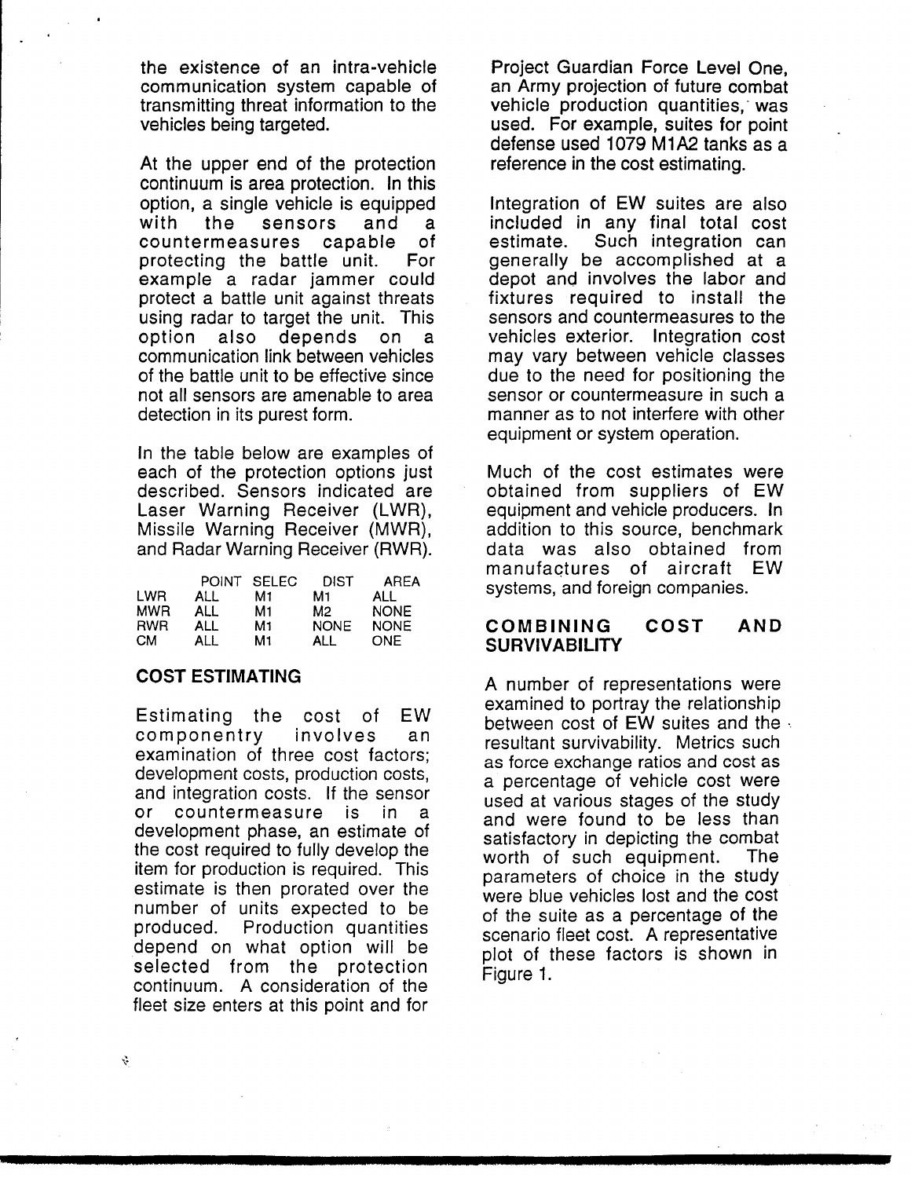the existence of an intra-vehicle communication system capable of transmitting threat information to the vehicles being targeted.

At the upper end of the protection continuum is area protection. In this option, a single vehicle is equipped with the sensors and a countermeasures capable of protecting the battle unit. For example a radar jammer could protect a battle unit against threats using radar to target the unit. This option also depends on a communication link between vehicles of the battle unit to be effective since not all sensors are amenable to area detection in its purest form.

In the table below are examples of each of the protection options just described. Sensors indicated are Laser Warning Receiver (LWR), Missile Warning Receiver (MWR), and Radar Warning Receiver (RWR).

| | POINT | SELEC | DIST | AREA |
|---|---|---|---|---|
| LWR | ALL | M1 | M1 | ALL |
| MWR | ALL | M1 | M2 | NONE |
| RWR | ALL | M1 | NONE | NONE |
| CM | ALL | M1 | ALL | ONE |

### COST ESTIMATING

Estimating the cost of EW componentry involves an examination of three cost factors; development costs, production costs, and integration costs. If the sensor or countermeasure is in a development phase, an estimate of the cost required to fully develop the item for production is required. This estimate is then prorated over the number of units expected to be produced. Production quantities depend on what option will be selected from the protection continuum. A consideration of the fleet size enters at this point and for Project Guardian Force Level One, an Army projection of future combat vehicle production quantities, was used. For example, suites for point defense used 1079 M1A2 tanks as a reference in the cost estimating.

Integration of EW suites are also included in any final total cost estimate. Such integration can generally be accomplished at a depot and involves the labor and fixtures required to install the sensors and countermeasures to the vehicles exterior. Integration cost may vary between vehicle classes due to the need for positioning the sensor or countermeasure in such a manner as to not interfere with other equipment or system operation.

Much of the cost estimates were obtained from suppliers of EW equipment and vehicle producers. In addition to this source, benchmark data was also obtained from manufactures of aircraft EW systems, and foreign companies.

### COMBINING COST AND SURVIVABILITY

A number of representations were examined to portray the relationship between cost of EW suites and the resultant survivability. Metrics such as force exchange ratios and cost as a percentage of vehicle cost were used at various stages of the study and were found to be less than satisfactory in depicting the combat worth of such equipment. The parameters of choice in the study were blue vehicles lost and the cost of the suite as a percentage of the scenario fleet cost. A representative plot of these factors is shown in Figure 1.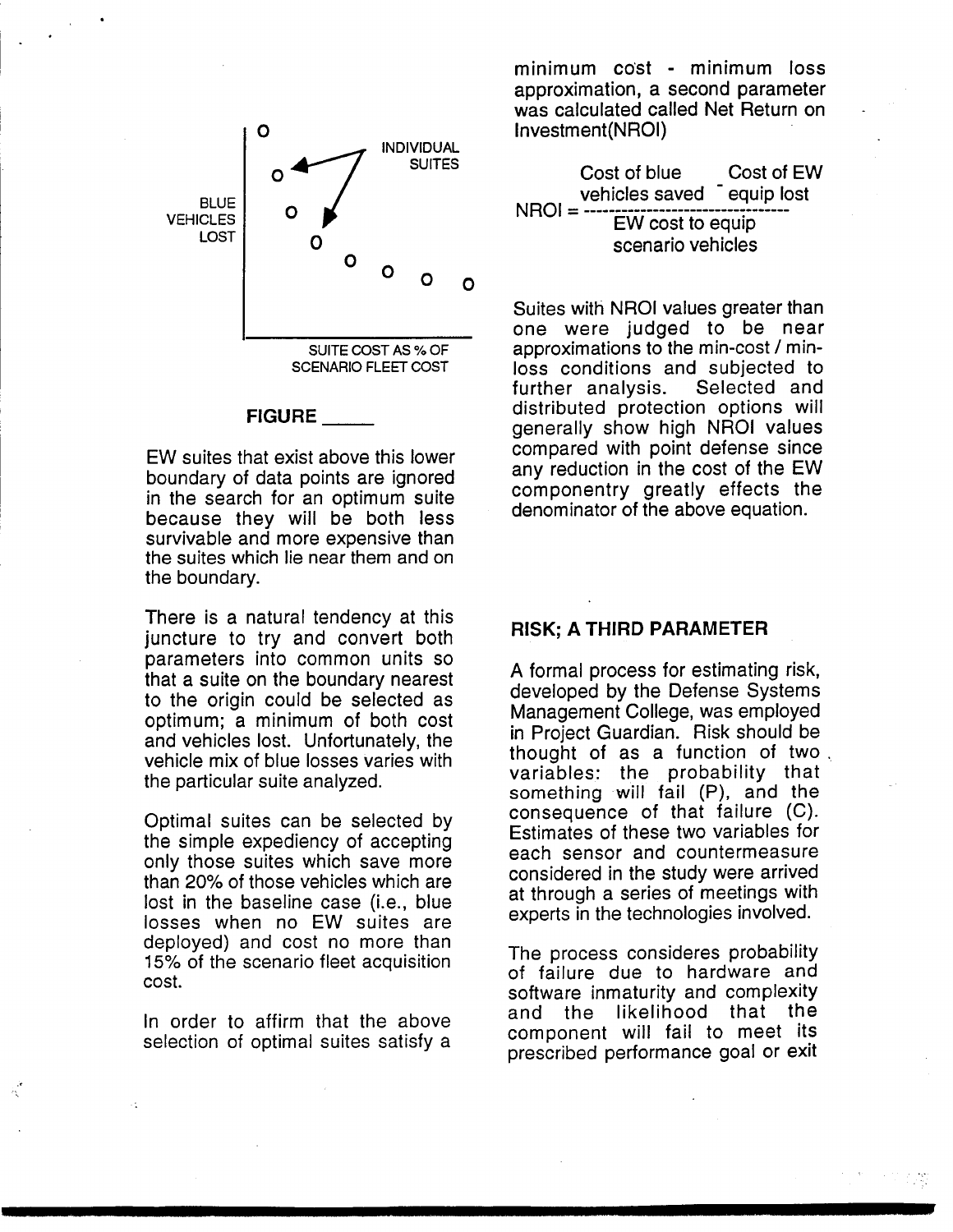BLUE VEHICLES LOST

INDIVIDUAL SUITES

SUITE COST AS % OF SCENARIO FLEET COST

**FIGURE \_\_\_\_\_**

EW suites that exist above this lower boundary of data points are ignored in the search for an optimum suite because they will be both less survivable and more expensive than the suites which lie near them and on the boundary.

There is a natural tendency at this juncture to try and convert both parameters into common units so that a suite on the boundary nearest to the origin could be selected as optimum; a minimum of both cost and vehicles lost. Unfortunately, the vehicle mix of blue losses varies with the particular suite analyzed.

Optimal suites can be selected by the simple expediency of accepting only those suites which save more than 20% of those vehicles which are lost in the baseline case (i.e., blue losses when no EW suites are deployed) and cost no more than 15% of the scenario fleet acquisition cost.

In order to affirm that the above selection of optimal suites satisfy a minimum cost - minimum loss approximation, a second parameter was calculated called Net Return on Investment(NROI)

$$NROI = \frac{\text{Cost of blue vehicles saved} - \text{Cost of EW equip lost}}{\text{EW cost to equip scenario vehicles}}$$

Suites with NROI values greater than one were judged to be near approximations to the min-cost / min-loss conditions and subjected to further analysis. Selected and distributed protection options will generally show high NROI values compared with point defense since any reduction in the cost of the EW componentry greatly effects the denominator of the above equation.

## RISK; A THIRD PARAMETER

A formal process for estimating risk, developed by the Defense Systems Management College, was employed in Project Guardian. Risk should be thought of as a function of two variables: the probability that something will fail (P), and the consequence of that failure (C). Estimates of these two variables for each sensor and countermeasure considered in the study were arrived at through a series of meetings with experts in the technologies involved.

The process consideres probability of failure due to hardware and software inmaturity and complexity and the likelihood that the component will fail to meet its prescribed performance goal or exit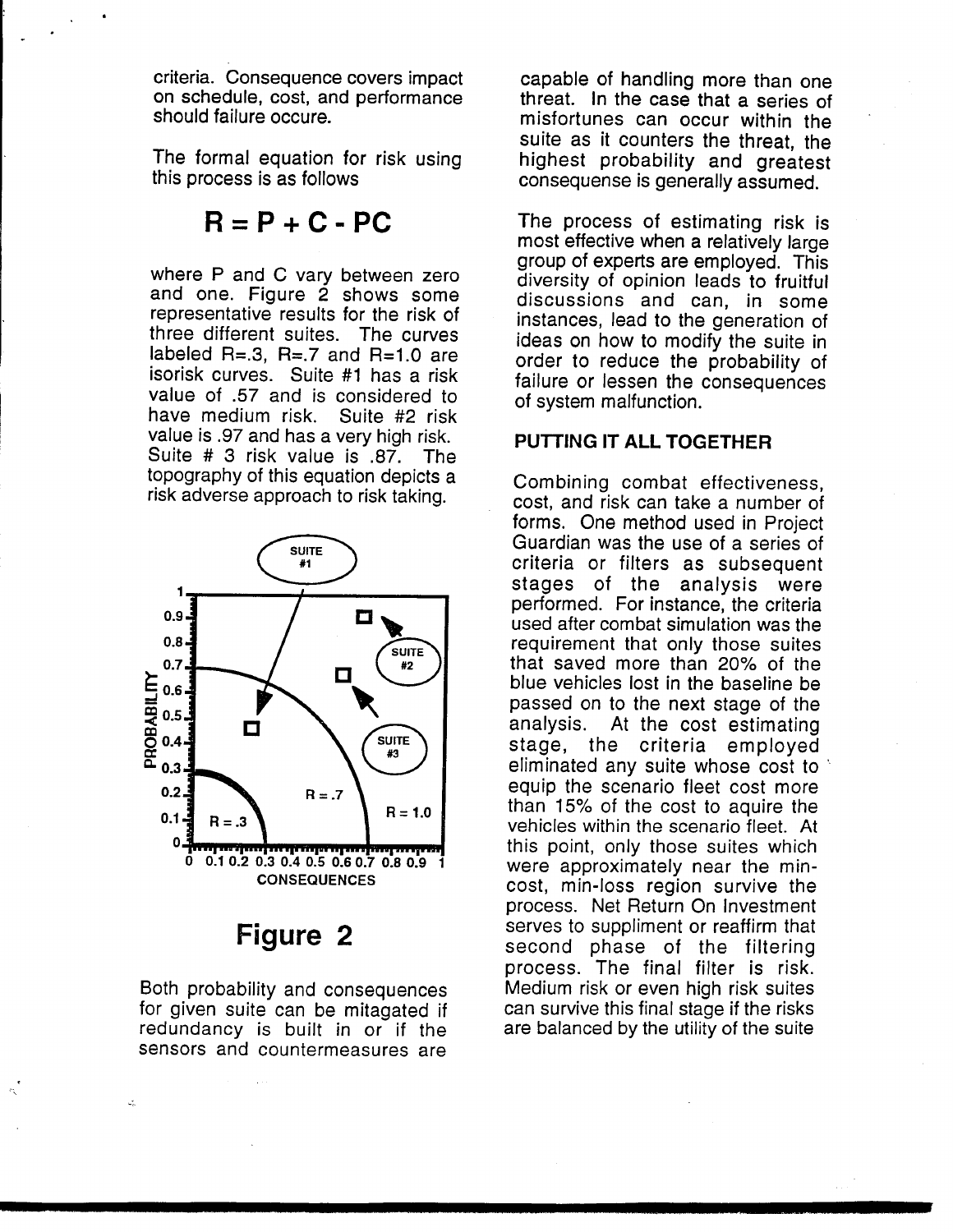criteria. Consequence covers impact on schedule, cost, and performance should failure occure.

The formal equation for risk using this process is as follows

$$R = P + C - PC$$

where P and C vary between zero and one. Figure 2 shows some representative results for the risk of three different suites. The curves labeled R=.3, R=.7 and R=1.0 are isorisk curves. Suite #1 has a risk value of .57 and is considered to have medium risk. Suite #2 risk value is .97 and has a very high risk. Suite # 3 risk value is .87. The topography of this equation depicts a risk adverse approach to risk taking.

**Figure 2**

Both probability and consequences for given suite can be mitagated if redundancy is built in or if the sensors and countermeasures are capable of handling more than one threat. In the case that a series of misfortunes can occur within the suite as it counters the threat, the highest probability and greatest consequense is generally assumed.

The process of estimating risk is most effective when a relatively large group of experts are employed. This diversity of opinion leads to fruitful discussions and can, in some instances, lead to the generation of ideas on how to modify the suite in order to reduce the probability of failure or lessen the consequences of system malfunction.

**PUTTING IT ALL TOGETHER**

Combining combat effectiveness, cost, and risk can take a number of forms. One method used in Project Guardian was the use of a series of criteria or filters as subsequent stages of the analysis were performed. For instance, the criteria used after combat simulation was the requirement that only those suites that saved more than 20% of the blue vehicles lost in the baseline be passed on to the next stage of the analysis. At the cost estimating stage, the criteria employed eliminated any suite whose cost to equip the scenario fleet cost more than 15% of the cost to aquire the vehicles within the scenario fleet. At this point, only those suites which were approximately near the min-cost, min-loss region survive the process. Net Return On Investment serves to suppliment or reaffirm that second phase of the filtering process. The final filter is risk. Medium risk or even high risk suites can survive this final stage if the risks are balanced by the utility of the suite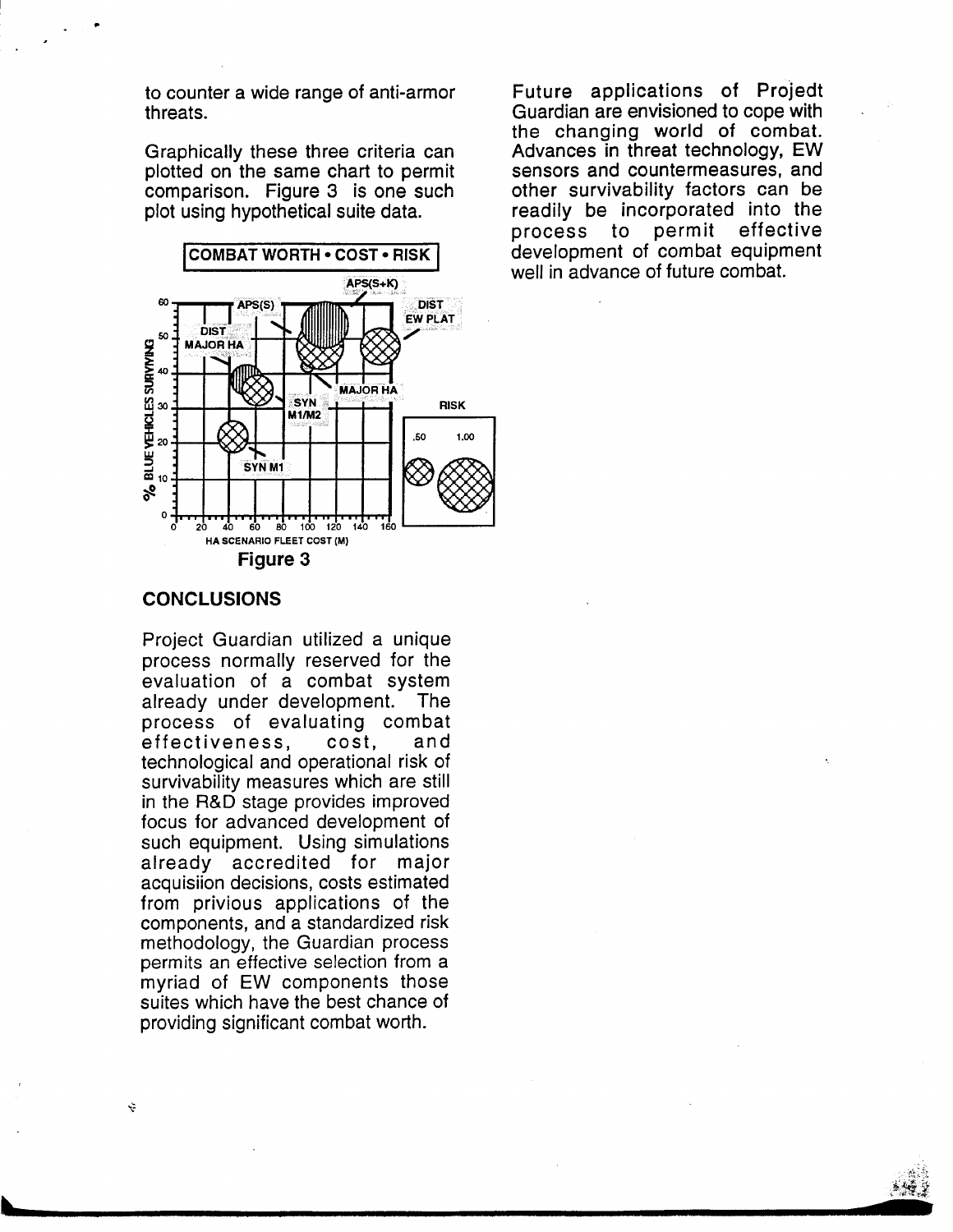to counter a wide range of anti-armor threats.

Graphically these three criteria can plotted on the same chart to permit comparison. Figure 3 is one such plot using hypothetical suite data.

Figure 3

## CONCLUSIONS

Project Guardian utilized a unique process normally reserved for the evaluation of a combat system already under development. The process of evaluating combat effectiveness, cost, and technological and operational risk of survivability measures which are still in the R&D stage provides improved focus for advanced development of such equipment. Using simulations already accredited for major acquisiion decisions, costs estimated from privious applications of the components, and a standardized risk methodology, the Guardian process permits an effective selection from a myriad of EW components those suites which have the best chance of providing significant combat worth.

Future applications of Projedt Guardian are envisioned to cope with the changing world of combat. Advances in threat technology, EW sensors and countermeasures, and other survivability factors can be readily be incorporated into the process to permit effective development of combat equipment well in advance of future combat.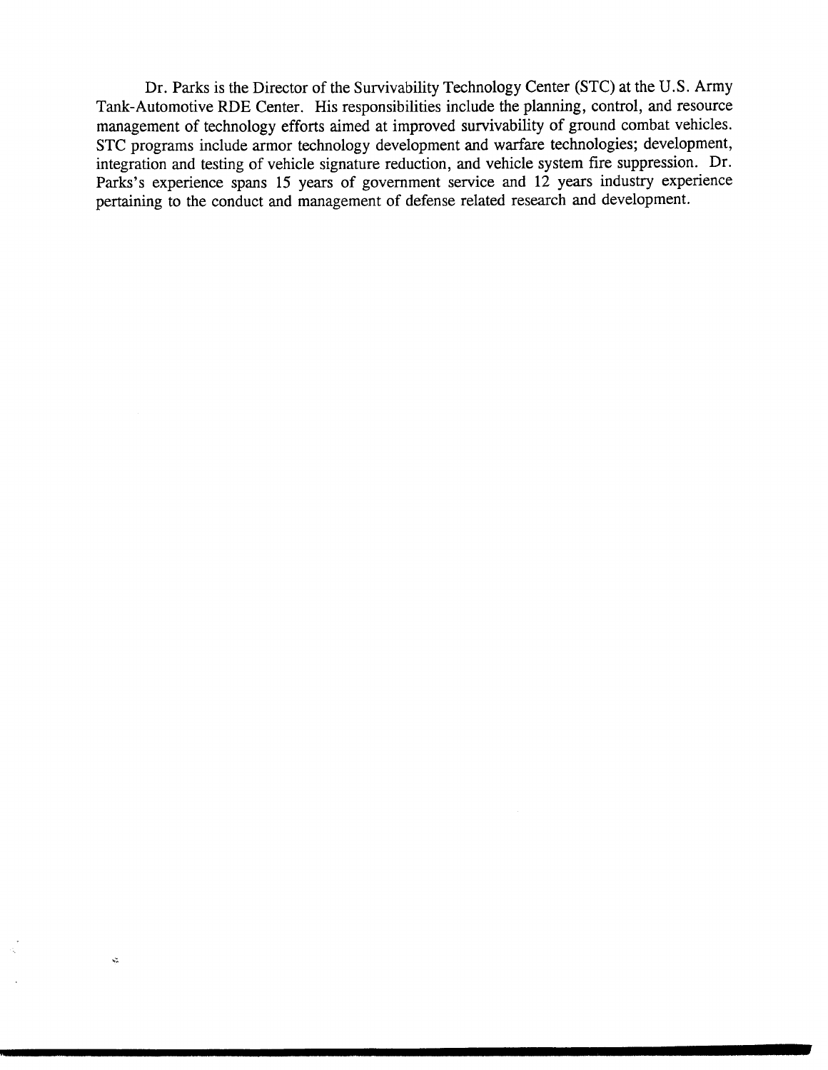Dr. Parks is the Director of the Survivability Technology Center (STC) at the U.S. Army Tank-Automotive RDE Center. His responsibilities include the planning, control, and resource management of technology efforts aimed at improved survivability of ground combat vehicles. STC programs include armor technology development and warfare technologies; development, integration and testing of vehicle signature reduction, and vehicle system fire suppression. Dr. Parks's experience spans 15 years of government service and 12 years industry experience pertaining to the conduct and management of defense related research and development.